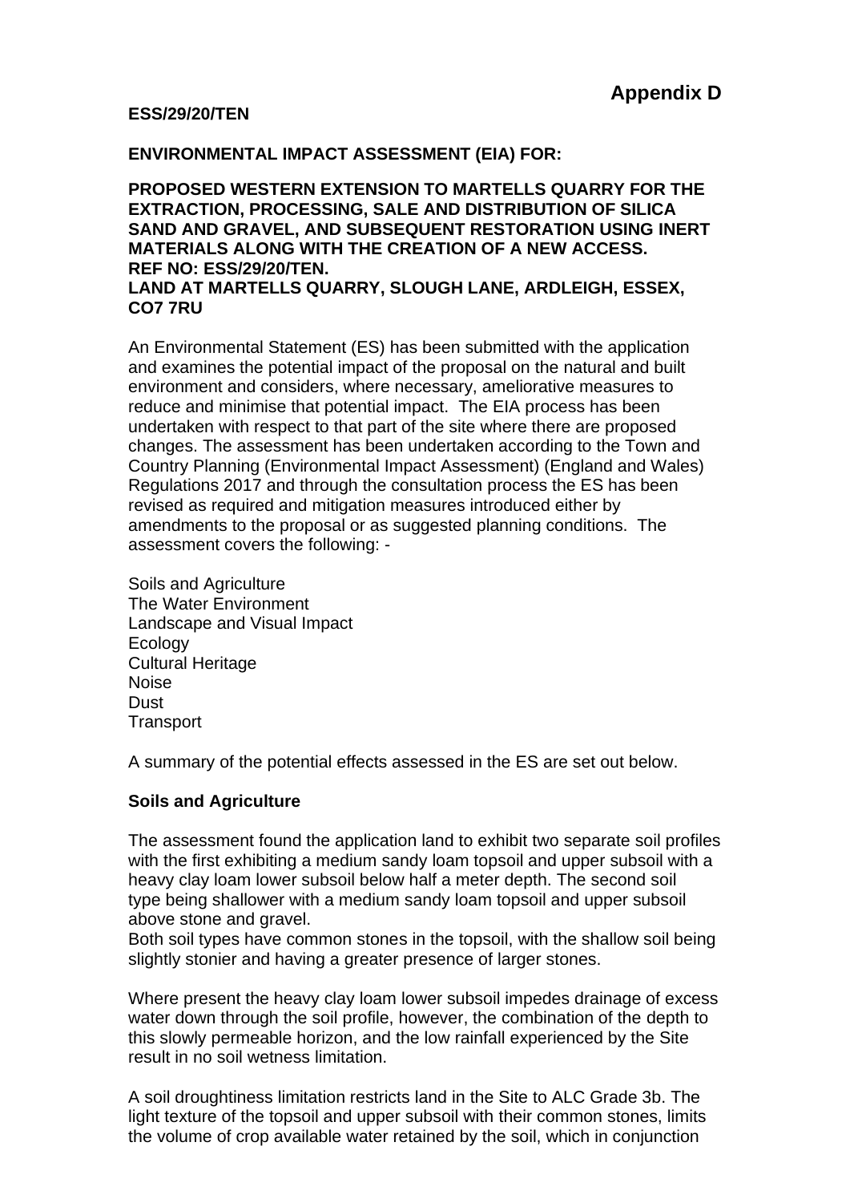**Appendix D**

**ESS/29/20/TEN**

**ENVIRONMENTAL IMPACT ASSESSMENT (EIA) FOR:**

**PROPOSED WESTERN EXTENSION TO MARTELLS QUARRY FOR THE EXTRACTION, PROCESSING, SALE AND DISTRIBUTION OF SILICA SAND AND GRAVEL, AND SUBSEQUENT RESTORATION USING INERT MATERIALS ALONG WITH THE CREATION OF A NEW ACCESS. REF NO: ESS/29/20/TEN.**
**LAND AT MARTELLS QUARRY, SLOUGH LANE, ARDLEIGH, ESSEX, CO7 7RU**

An Environmental Statement (ES) has been submitted with the application and examines the potential impact of the proposal on the natural and built environment and considers, where necessary, ameliorative measures to reduce and minimise that potential impact. The EIA process has been undertaken with respect to that part of the site where there are proposed changes. The assessment has been undertaken according to the Town and Country Planning (Environmental Impact Assessment) (England and Wales) Regulations 2017 and through the consultation process the ES has been revised as required and mitigation measures introduced either by amendments to the proposal or as suggested planning conditions. The assessment covers the following: -

Soils and Agriculture
The Water Environment
Landscape and Visual Impact
Ecology
Cultural Heritage
Noise
Dust
Transport

A summary of the potential effects assessed in the ES are set out below.

**Soils and Agriculture**

The assessment found the application land to exhibit two separate soil profiles with the first exhibiting a medium sandy loam topsoil and upper subsoil with a heavy clay loam lower subsoil below half a meter depth. The second soil type being shallower with a medium sandy loam topsoil and upper subsoil above stone and gravel.
Both soil types have common stones in the topsoil, with the shallow soil being slightly stonier and having a greater presence of larger stones.

Where present the heavy clay loam lower subsoil impedes drainage of excess water down through the soil profile, however, the combination of the depth to this slowly permeable horizon, and the low rainfall experienced by the Site result in no soil wetness limitation.

A soil droughtiness limitation restricts land in the Site to ALC Grade 3b. The light texture of the topsoil and upper subsoil with their common stones, limits the volume of crop available water retained by the soil, which in conjunction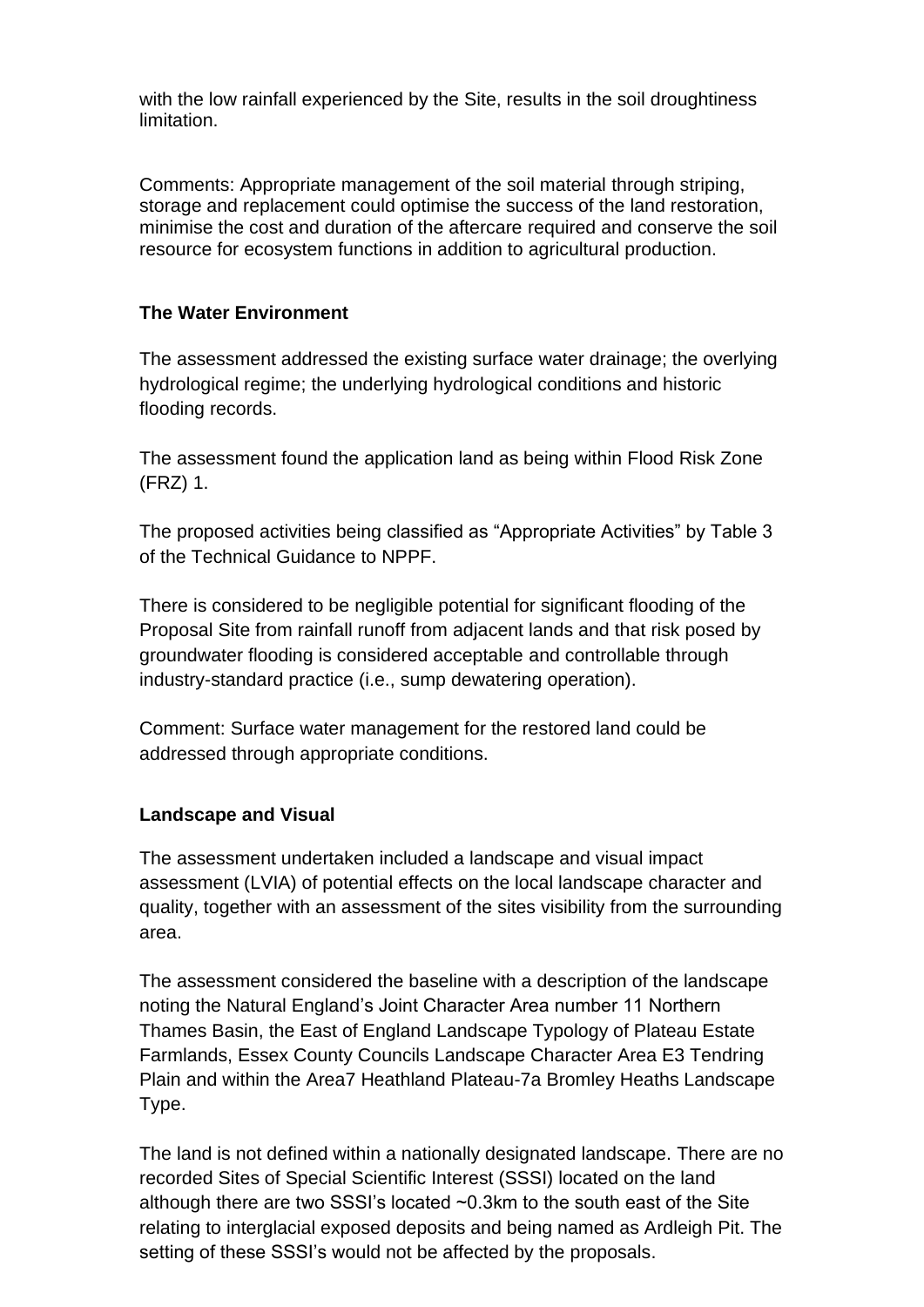with the low rainfall experienced by the Site, results in the soil droughtiness limitation.

Comments: Appropriate management of the soil material through striping, storage and replacement could optimise the success of the land restoration, minimise the cost and duration of the aftercare required and conserve the soil resource for ecosystem functions in addition to agricultural production.

**The Water Environment**

The assessment addressed the existing surface water drainage; the overlying hydrological regime; the underlying hydrological conditions and historic flooding records.

The assessment found the application land as being within Flood Risk Zone (FRZ) 1.

The proposed activities being classified as "Appropriate Activities" by Table 3 of the Technical Guidance to NPPF.

There is considered to be negligible potential for significant flooding of the Proposal Site from rainfall runoff from adjacent lands and that risk posed by groundwater flooding is considered acceptable and controllable through industry-standard practice (i.e., sump dewatering operation).

Comment: Surface water management for the restored land could be addressed through appropriate conditions.

**Landscape and Visual**

The assessment undertaken included a landscape and visual impact assessment (LVIA) of potential effects on the local landscape character and quality, together with an assessment of the sites visibility from the surrounding area.

The assessment considered the baseline with a description of the landscape noting the Natural England's Joint Character Area number 11 Northern Thames Basin, the East of England Landscape Typology of Plateau Estate Farmlands, Essex County Councils Landscape Character Area E3 Tendring Plain and within the Area7 Heathland Plateau-7a Bromley Heaths Landscape Type.

The land is not defined within a nationally designated landscape. There are no recorded Sites of Special Scientific Interest (SSSI) located on the land although there are two SSSI's located ~0.3km to the south east of the Site relating to interglacial exposed deposits and being named as Ardleigh Pit. The setting of these SSSI's would not be affected by the proposals.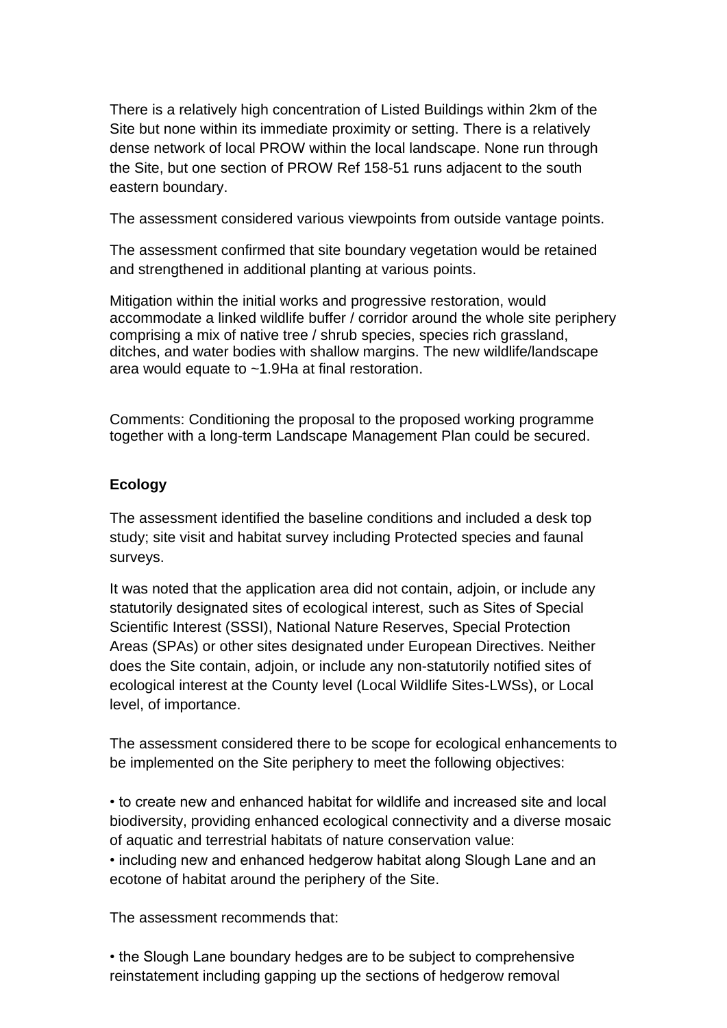There is a relatively high concentration of Listed Buildings within 2km of the Site but none within its immediate proximity or setting. There is a relatively dense network of local PROW within the local landscape. None run through the Site, but one section of PROW Ref 158-51 runs adjacent to the south eastern boundary.

The assessment considered various viewpoints from outside vantage points.

The assessment confirmed that site boundary vegetation would be retained and strengthened in additional planting at various points.

Mitigation within the initial works and progressive restoration, would accommodate a linked wildlife buffer / corridor around the whole site periphery comprising a mix of native tree / shrub species, species rich grassland, ditches, and water bodies with shallow margins. The new wildlife/landscape area would equate to ~1.9Ha at final restoration.

Comments: Conditioning the proposal to the proposed working programme together with a long-term Landscape Management Plan could be secured.

**Ecology**

The assessment identified the baseline conditions and included a desk top study; site visit and habitat survey including Protected species and faunal surveys.

It was noted that the application area did not contain, adjoin, or include any statutorily designated sites of ecological interest, such as Sites of Special Scientific Interest (SSSI), National Nature Reserves, Special Protection Areas (SPAs) or other sites designated under European Directives. Neither does the Site contain, adjoin, or include any non-statutorily notified sites of ecological interest at the County level (Local Wildlife Sites-LWSs), or Local level, of importance.

The assessment considered there to be scope for ecological enhancements to be implemented on the Site periphery to meet the following objectives:

- to create new and enhanced habitat for wildlife and increased site and local biodiversity, providing enhanced ecological connectivity and a diverse mosaic of aquatic and terrestrial habitats of nature conservation value:
- including new and enhanced hedgerow habitat along Slough Lane and an ecotone of habitat around the periphery of the Site.

The assessment recommends that:

- the Slough Lane boundary hedges are to be subject to comprehensive reinstatement including gapping up the sections of hedgerow removal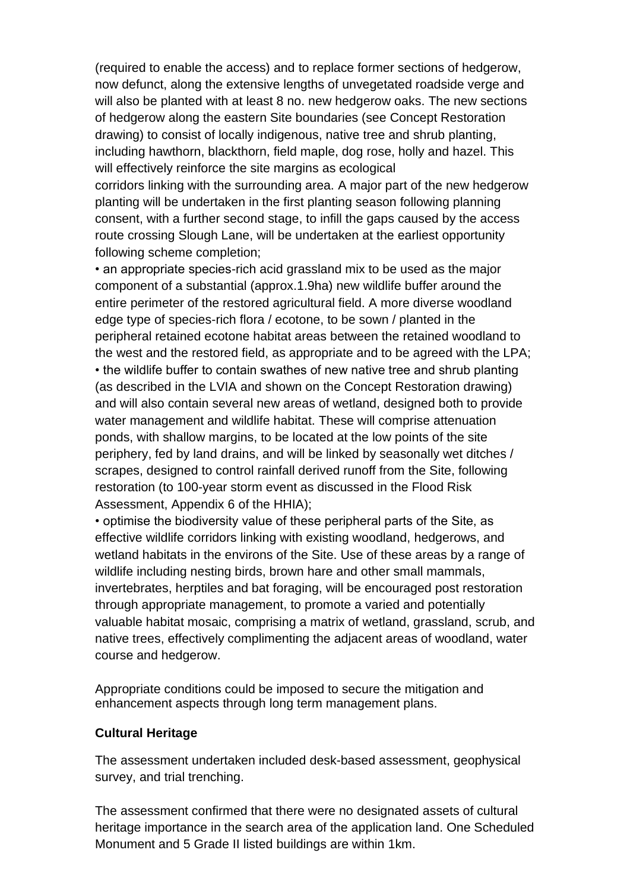(required to enable the access) and to replace former sections of hedgerow, now defunct, along the extensive lengths of unvegetated roadside verge and will also be planted with at least 8 no. new hedgerow oaks. The new sections of hedgerow along the eastern Site boundaries (see Concept Restoration drawing) to consist of locally indigenous, native tree and shrub planting, including hawthorn, blackthorn, field maple, dog rose, holly and hazel. This will effectively reinforce the site margins as ecological corridors linking with the surrounding area. A major part of the new hedgerow planting will be undertaken in the first planting season following planning consent, with a further second stage, to infill the gaps caused by the access route crossing Slough Lane, will be undertaken at the earliest opportunity following scheme completion;

- an appropriate species-rich acid grassland mix to be used as the major component of a substantial (approx.1.9ha) new wildlife buffer around the entire perimeter of the restored agricultural field. A more diverse woodland edge type of species-rich flora / ecotone, to be sown / planted in the peripheral retained ecotone habitat areas between the retained woodland to the west and the restored field, as appropriate and to be agreed with the LPA;
- the wildlife buffer to contain swathes of new native tree and shrub planting (as described in the LVIA and shown on the Concept Restoration drawing) and will also contain several new areas of wetland, designed both to provide water management and wildlife habitat. These will comprise attenuation ponds, with shallow margins, to be located at the low points of the site periphery, fed by land drains, and will be linked by seasonally wet ditches / scrapes, designed to control rainfall derived runoff from the Site, following restoration (to 100-year storm event as discussed in the Flood Risk Assessment, Appendix 6 of the HHIA);
- optimise the biodiversity value of these peripheral parts of the Site, as effective wildlife corridors linking with existing woodland, hedgerows, and wetland habitats in the environs of the Site. Use of these areas by a range of wildlife including nesting birds, brown hare and other small mammals, invertebrates, herptiles and bat foraging, will be encouraged post restoration through appropriate management, to promote a varied and potentially valuable habitat mosaic, comprising a matrix of wetland, grassland, scrub, and native trees, effectively complimenting the adjacent areas of woodland, water course and hedgerow.

Appropriate conditions could be imposed to secure the mitigation and enhancement aspects through long term management plans.

**Cultural Heritage**

The assessment undertaken included desk-based assessment, geophysical survey, and trial trenching.

The assessment confirmed that there were no designated assets of cultural heritage importance in the search area of the application land. One Scheduled Monument and 5 Grade II listed buildings are within 1km.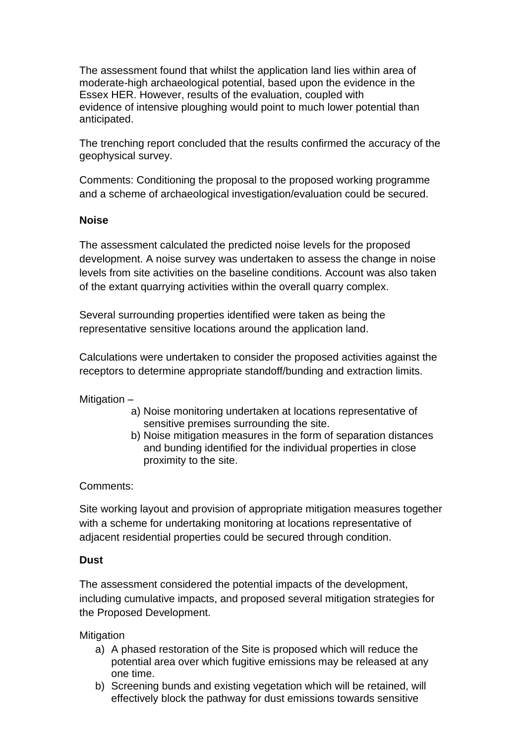The assessment found that whilst the application land lies within area of moderate-high archaeological potential, based upon the evidence in the Essex HER. However, results of the evaluation, coupled with evidence of intensive ploughing would point to much lower potential than anticipated.

The trenching report concluded that the results confirmed the accuracy of the geophysical survey.

Comments: Conditioning the proposal to the proposed working programme and a scheme of archaeological investigation/evaluation could be secured.

**Noise**

The assessment calculated the predicted noise levels for the proposed development. A noise survey was undertaken to assess the change in noise levels from site activities on the baseline conditions. Account was also taken of the extant quarrying activities within the overall quarry complex.

Several surrounding properties identified were taken as being the representative sensitive locations around the application land.

Calculations were undertaken to consider the proposed activities against the receptors to determine appropriate standoff/bunding and extraction limits.

Mitigation –

a) Noise monitoring undertaken at locations representative of sensitive premises surrounding the site.
b) Noise mitigation measures in the form of separation distances and bunding identified for the individual properties in close proximity to the site.

Comments:

Site working layout and provision of appropriate mitigation measures together with a scheme for undertaking monitoring at locations representative of adjacent residential properties could be secured through condition.

**Dust**

The assessment considered the potential impacts of the development, including cumulative impacts, and proposed several mitigation strategies for the Proposed Development.

Mitigation

a) A phased restoration of the Site is proposed which will reduce the potential area over which fugitive emissions may be released at any one time.
b) Screening bunds and existing vegetation which will be retained, will effectively block the pathway for dust emissions towards sensitive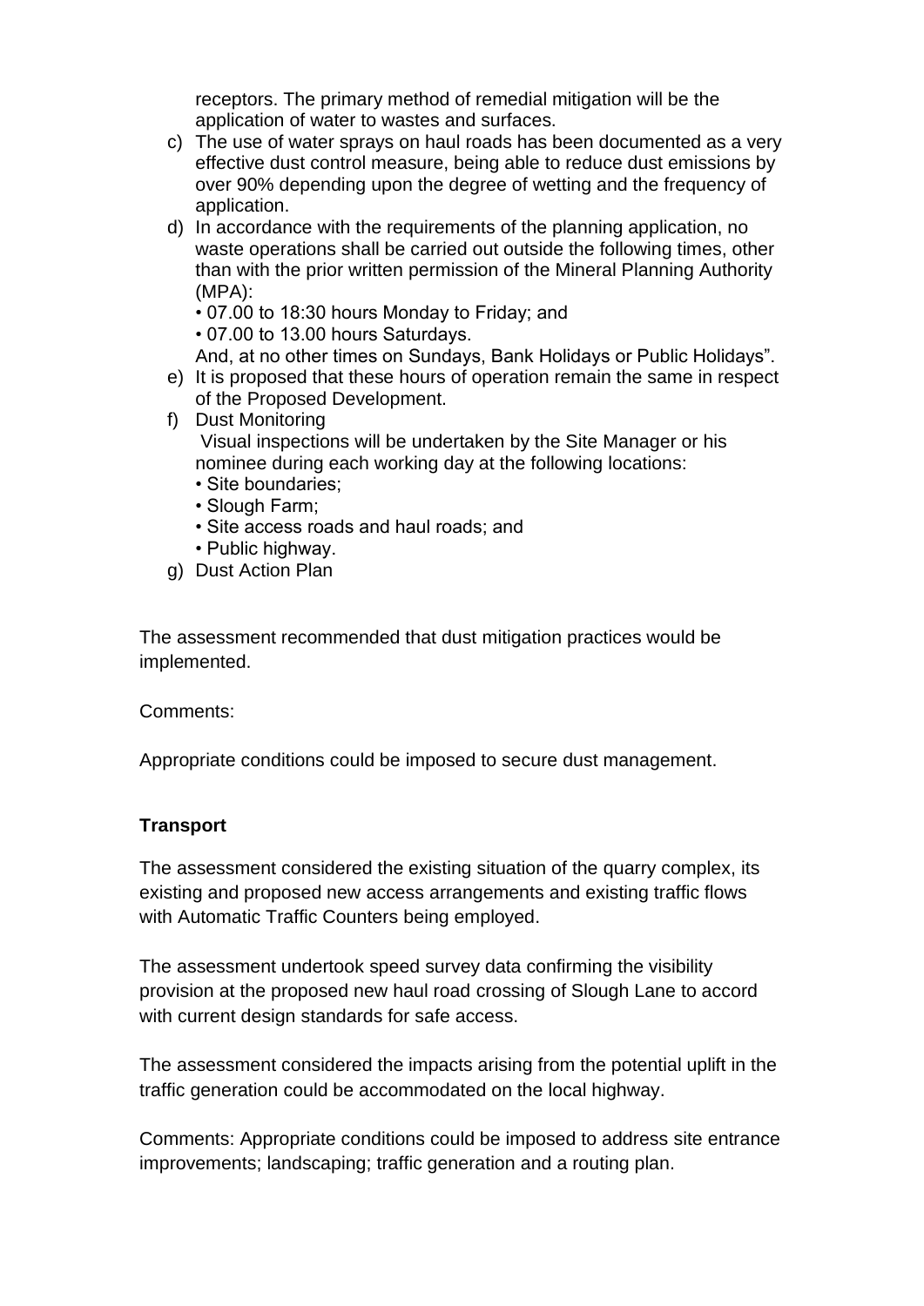receptors. The primary method of remedial mitigation will be the application of water to wastes and surfaces.

c) The use of water sprays on haul roads has been documented as a very effective dust control measure, being able to reduce dust emissions by over 90% depending upon the degree of wetting and the frequency of application.
d) In accordance with the requirements of the planning application, no waste operations shall be carried out outside the following times, other than with the prior written permission of the Mineral Planning Authority (MPA):
   • 07.00 to 18:30 hours Monday to Friday; and
   • 07.00 to 13.00 hours Saturdays.
   And, at no other times on Sundays, Bank Holidays or Public Holidays".
e) It is proposed that these hours of operation remain the same in respect of the Proposed Development.
f) Dust Monitoring
   Visual inspections will be undertaken by the Site Manager or his nominee during each working day at the following locations:
   • Site boundaries;
   • Slough Farm;
   • Site access roads and haul roads; and
   • Public highway.
g) Dust Action Plan

The assessment recommended that dust mitigation practices would be implemented.

Comments:

Appropriate conditions could be imposed to secure dust management.

**Transport**

The assessment considered the existing situation of the quarry complex, its existing and proposed new access arrangements and existing traffic flows with Automatic Traffic Counters being employed.

The assessment undertook speed survey data confirming the visibility provision at the proposed new haul road crossing of Slough Lane to accord with current design standards for safe access.

The assessment considered the impacts arising from the potential uplift in the traffic generation could be accommodated on the local highway.

Comments: Appropriate conditions could be imposed to address site entrance improvements; landscaping; traffic generation and a routing plan.